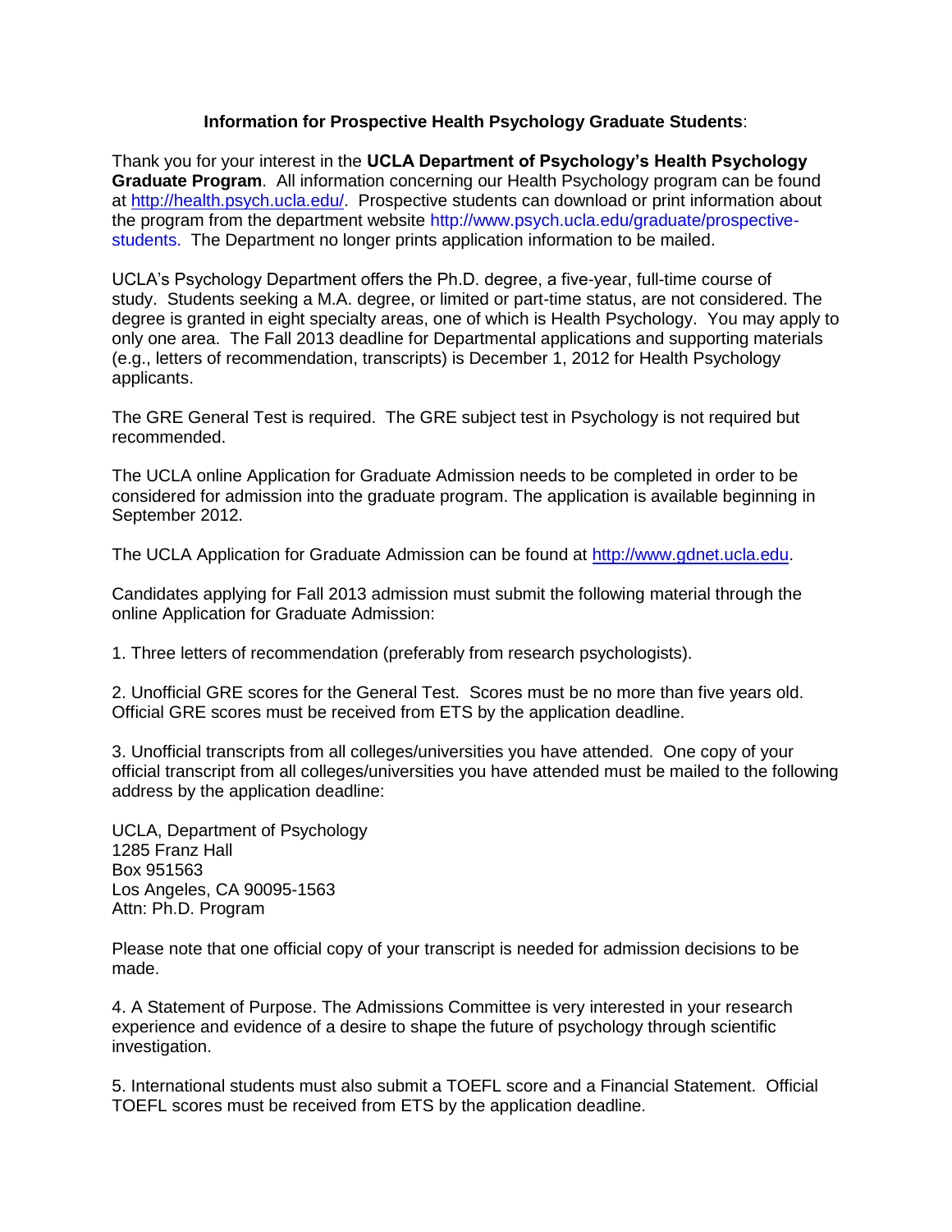**Information for Prospective Health Psychology Graduate Students**:

Thank you for your interest in the **UCLA Department of Psychology's Health Psychology Graduate Program**. All information concerning our Health Psychology program can be found at http://health.psych.ucla.edu/. Prospective students can download or print information about the program from the department website http://www.psych.ucla.edu/graduate/prospective-students. The Department no longer prints application information to be mailed.

UCLA's Psychology Department offers the Ph.D. degree, a five-year, full-time course of study. Students seeking a M.A. degree, or limited or part-time status, are not considered. The degree is granted in eight specialty areas, one of which is Health Psychology. You may apply to only one area. The Fall 2013 deadline for Departmental applications and supporting materials (e.g., letters of recommendation, transcripts) is December 1, 2012 for Health Psychology applicants.

The GRE General Test is required. The GRE subject test in Psychology is not required but recommended.

The UCLA online Application for Graduate Admission needs to be completed in order to be considered for admission into the graduate program. The application is available beginning in September 2012.

The UCLA Application for Graduate Admission can be found at http://www.gdnet.ucla.edu.

Candidates applying for Fall 2013 admission must submit the following material through the online Application for Graduate Admission:

1. Three letters of recommendation (preferably from research psychologists).

2. Unofficial GRE scores for the General Test. Scores must be no more than five years old. Official GRE scores must be received from ETS by the application deadline.

3. Unofficial transcripts from all colleges/universities you have attended. One copy of your official transcript from all colleges/universities you have attended must be mailed to the following address by the application deadline:

UCLA, Department of Psychology
1285 Franz Hall
Box 951563
Los Angeles, CA 90095-1563
Attn: Ph.D. Program

Please note that one official copy of your transcript is needed for admission decisions to be made.

4. A Statement of Purpose. The Admissions Committee is very interested in your research experience and evidence of a desire to shape the future of psychology through scientific investigation.

5. International students must also submit a TOEFL score and a Financial Statement. Official TOEFL scores must be received from ETS by the application deadline.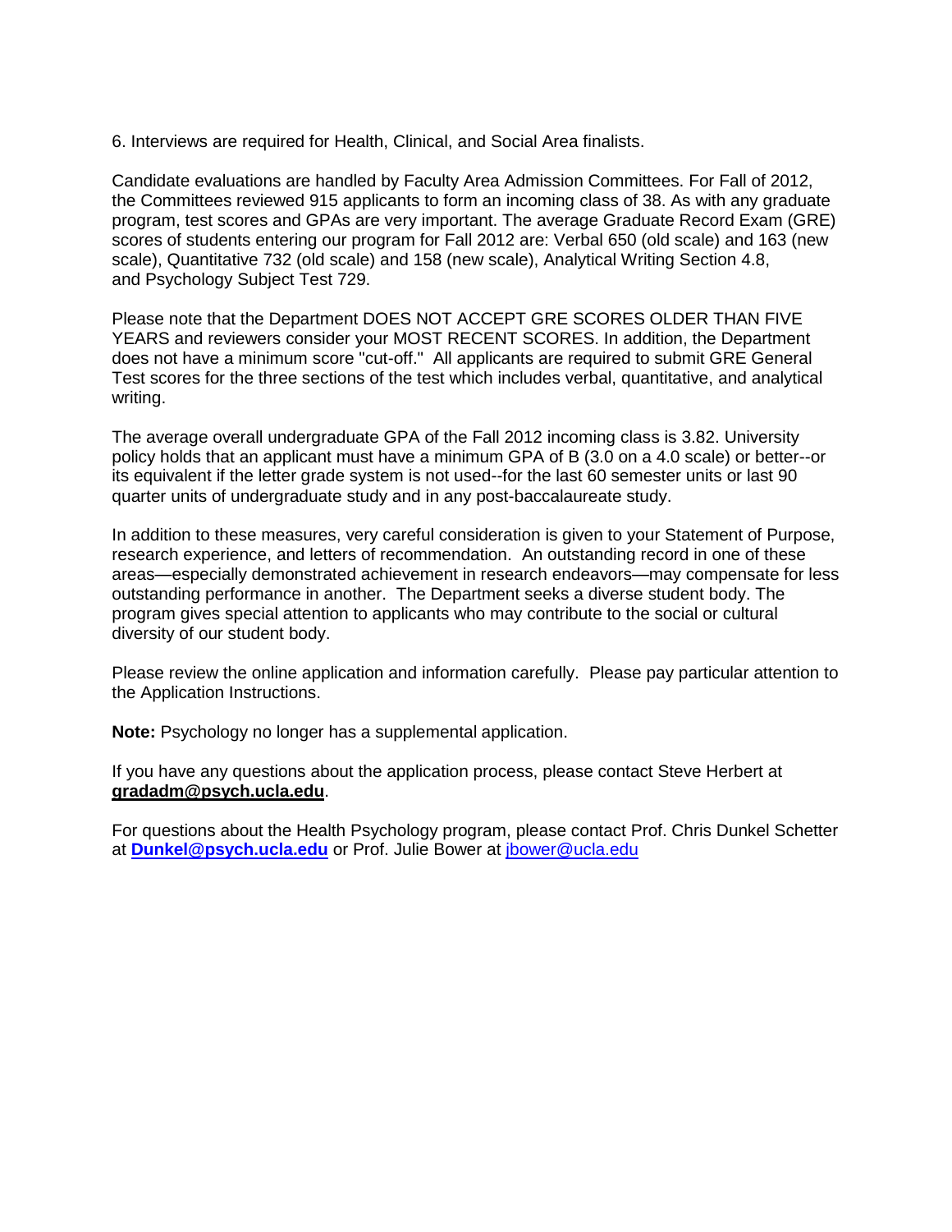6. Interviews are required for Health, Clinical, and Social Area finalists.

Candidate evaluations are handled by Faculty Area Admission Committees. For Fall of 2012, the Committees reviewed 915 applicants to form an incoming class of 38. As with any graduate program, test scores and GPAs are very important. The average Graduate Record Exam (GRE) scores of students entering our program for Fall 2012 are: Verbal 650 (old scale) and 163 (new scale), Quantitative 732 (old scale) and 158 (new scale), Analytical Writing Section 4.8, and Psychology Subject Test 729.

Please note that the Department DOES NOT ACCEPT GRE SCORES OLDER THAN FIVE YEARS and reviewers consider your MOST RECENT SCORES. In addition, the Department does not have a minimum score "cut-off." All applicants are required to submit GRE General Test scores for the three sections of the test which includes verbal, quantitative, and analytical writing.

The average overall undergraduate GPA of the Fall 2012 incoming class is 3.82. University policy holds that an applicant must have a minimum GPA of B (3.0 on a 4.0 scale) or better--or its equivalent if the letter grade system is not used--for the last 60 semester units or last 90 quarter units of undergraduate study and in any post-baccalaureate study.

In addition to these measures, very careful consideration is given to your Statement of Purpose, research experience, and letters of recommendation. An outstanding record in one of these areas—especially demonstrated achievement in research endeavors—may compensate for less outstanding performance in another. The Department seeks a diverse student body. The program gives special attention to applicants who may contribute to the social or cultural diversity of our student body.

Please review the online application and information carefully. Please pay particular attention to the Application Instructions.

**Note:** Psychology no longer has a supplemental application.

If you have any questions about the application process, please contact Steve Herbert at **gradadm@psych.ucla.edu**.

For questions about the Health Psychology program, please contact Prof. Chris Dunkel Schetter at **Dunkel@psych.ucla.edu** or Prof. Julie Bower at jbower@ucla.edu